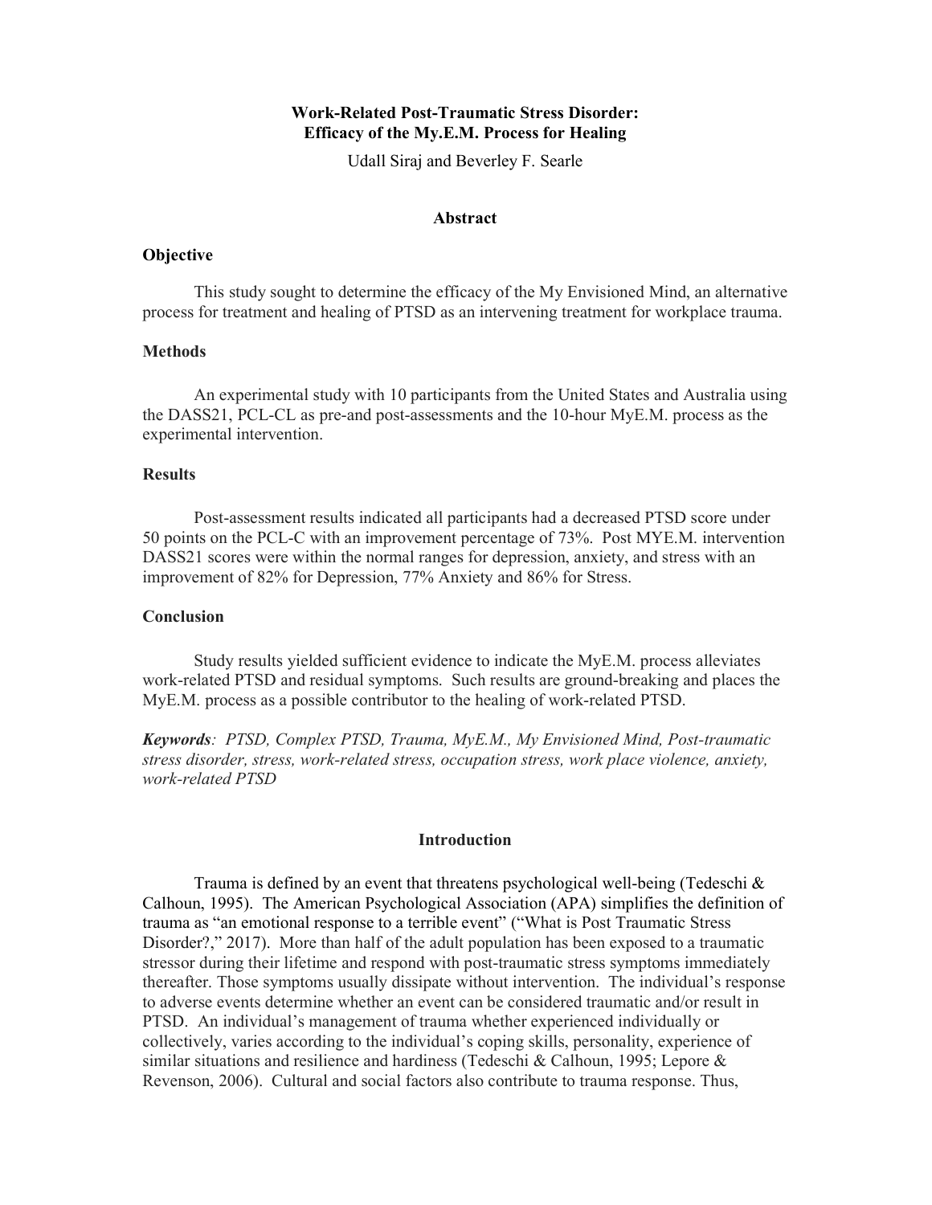# Work-Related Post-Traumatic Stress Disorder: Efficacy of the My.E.M. Process for Healing

Udall Siraj and Beverley F. Searle

## Abstract

### Objective

This study sought to determine the efficacy of the My Envisioned Mind, an alternative process for treatment and healing of PTSD as an intervening treatment for workplace trauma.

### Methods

An experimental study with 10 participants from the United States and Australia using the DASS21, PCL-CL as pre-and post-assessments and the 10-hour MyE.M. process as the experimental intervention.

### Results

Post-assessment results indicated all participants had a decreased PTSD score under 50 points on the PCL-C with an improvement percentage of 73%. Post MYE.M. intervention DASS21 scores were within the normal ranges for depression, anxiety, and stress with an improvement of 82% for Depression, 77% Anxiety and 86% for Stress.

### Conclusion

Study results yielded sufficient evidence to indicate the MyE.M. process alleviates work-related PTSD and residual symptoms. Such results are ground-breaking and places the MyE.M. process as a possible contributor to the healing of work-related PTSD.

***Keywords****: PTSD, Complex PTSD, Trauma, MyE.M., My Envisioned Mind, Post-traumatic stress disorder, stress, work-related stress, occupation stress, work place violence, anxiety, work-related PTSD*

## Introduction

Trauma is defined by an event that threatens psychological well-being (Tedeschi & Calhoun, 1995). The American Psychological Association (APA) simplifies the definition of trauma as "an emotional response to a terrible event" ("What is Post Traumatic Stress Disorder?," 2017). More than half of the adult population has been exposed to a traumatic stressor during their lifetime and respond with post-traumatic stress symptoms immediately thereafter. Those symptoms usually dissipate without intervention. The individual's response to adverse events determine whether an event can be considered traumatic and/or result in PTSD. An individual's management of trauma whether experienced individually or collectively, varies according to the individual's coping skills, personality, experience of similar situations and resilience and hardiness (Tedeschi & Calhoun, 1995; Lepore & Revenson, 2006). Cultural and social factors also contribute to trauma response. Thus,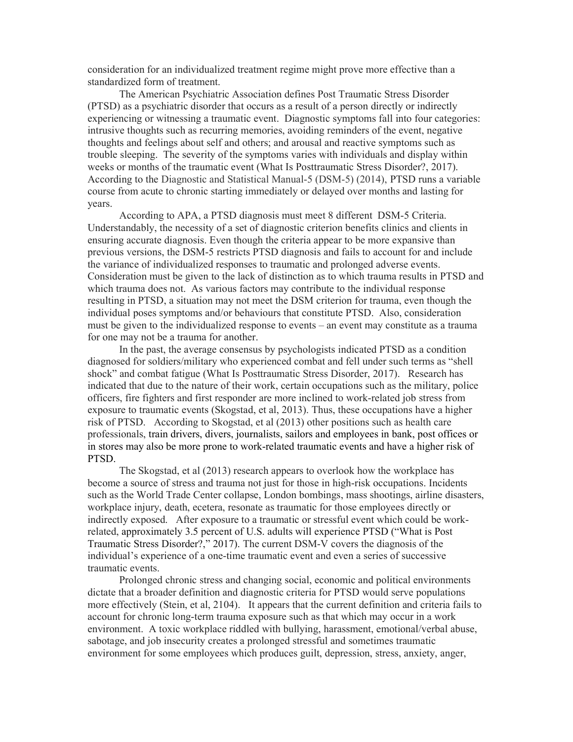consideration for an individualized treatment regime might prove more effective than a standardized form of treatment.

The American Psychiatric Association defines Post Traumatic Stress Disorder (PTSD) as a psychiatric disorder that occurs as a result of a person directly or indirectly experiencing or witnessing a traumatic event. Diagnostic symptoms fall into four categories: intrusive thoughts such as recurring memories, avoiding reminders of the event, negative thoughts and feelings about self and others; and arousal and reactive symptoms such as trouble sleeping. The severity of the symptoms varies with individuals and display within weeks or months of the traumatic event (What Is Posttraumatic Stress Disorder?, 2017). According to the Diagnostic and Statistical Manual-5 (DSM-5) (2014), PTSD runs a variable course from acute to chronic starting immediately or delayed over months and lasting for years.

According to APA, a PTSD diagnosis must meet 8 different DSM-5 Criteria. Understandably, the necessity of a set of diagnostic criterion benefits clinics and clients in ensuring accurate diagnosis. Even though the criteria appear to be more expansive than previous versions, the DSM-5 restricts PTSD diagnosis and fails to account for and include the variance of individualized responses to traumatic and prolonged adverse events. Consideration must be given to the lack of distinction as to which trauma results in PTSD and which trauma does not. As various factors may contribute to the individual response resulting in PTSD, a situation may not meet the DSM criterion for trauma, even though the individual poses symptoms and/or behaviours that constitute PTSD. Also, consideration must be given to the individualized response to events – an event may constitute as a trauma for one may not be a trauma for another.

In the past, the average consensus by psychologists indicated PTSD as a condition diagnosed for soldiers/military who experienced combat and fell under such terms as "shell shock" and combat fatigue (What Is Posttraumatic Stress Disorder, 2017). Research has indicated that due to the nature of their work, certain occupations such as the military, police officers, fire fighters and first responder are more inclined to work-related job stress from exposure to traumatic events (Skogstad, et al, 2013). Thus, these occupations have a higher risk of PTSD. According to Skogstad, et al (2013) other positions such as health care professionals, train drivers, divers, journalists, sailors and employees in bank, post offices or in stores may also be more prone to work-related traumatic events and have a higher risk of PTSD.

The Skogstad, et al (2013) research appears to overlook how the workplace has become a source of stress and trauma not just for those in high-risk occupations. Incidents such as the World Trade Center collapse, London bombings, mass shootings, airline disasters, workplace injury, death, ecetera, resonate as traumatic for those employees directly or indirectly exposed. After exposure to a traumatic or stressful event which could be work-related, approximately 3.5 percent of U.S. adults will experience PTSD ("What is Post Traumatic Stress Disorder?," 2017). The current DSM-V covers the diagnosis of the individual's experience of a one-time traumatic event and even a series of successive traumatic events.

Prolonged chronic stress and changing social, economic and political environments dictate that a broader definition and diagnostic criteria for PTSD would serve populations more effectively (Stein, et al, 2104). It appears that the current definition and criteria fails to account for chronic long-term trauma exposure such as that which may occur in a work environment. A toxic workplace riddled with bullying, harassment, emotional/verbal abuse, sabotage, and job insecurity creates a prolonged stressful and sometimes traumatic environment for some employees which produces guilt, depression, stress, anxiety, anger,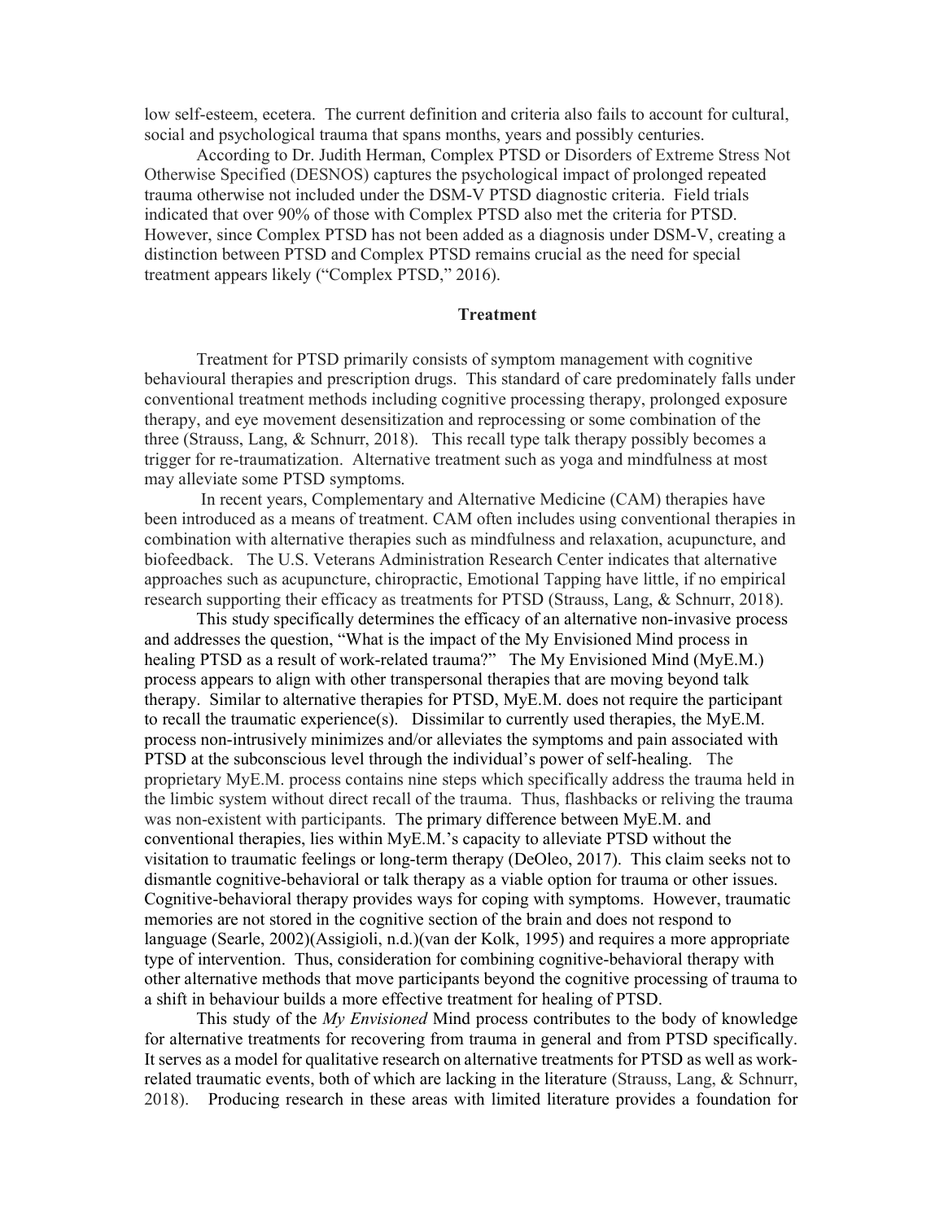low self-esteem, ecetera. The current definition and criteria also fails to account for cultural, social and psychological trauma that spans months, years and possibly centuries.

According to Dr. Judith Herman, Complex PTSD or Disorders of Extreme Stress Not Otherwise Specified (DESNOS) captures the psychological impact of prolonged repeated trauma otherwise not included under the DSM-V PTSD diagnostic criteria. Field trials indicated that over 90% of those with Complex PTSD also met the criteria for PTSD. However, since Complex PTSD has not been added as a diagnosis under DSM-V, creating a distinction between PTSD and Complex PTSD remains crucial as the need for special treatment appears likely ("Complex PTSD," 2016).

## Treatment

Treatment for PTSD primarily consists of symptom management with cognitive behavioural therapies and prescription drugs. This standard of care predominately falls under conventional treatment methods including cognitive processing therapy, prolonged exposure therapy, and eye movement desensitization and reprocessing or some combination of the three (Strauss, Lang, & Schnurr, 2018). This recall type talk therapy possibly becomes a trigger for re-traumatization. Alternative treatment such as yoga and mindfulness at most may alleviate some PTSD symptoms.

In recent years, Complementary and Alternative Medicine (CAM) therapies have been introduced as a means of treatment. CAM often includes using conventional therapies in combination with alternative therapies such as mindfulness and relaxation, acupuncture, and biofeedback. The U.S. Veterans Administration Research Center indicates that alternative approaches such as acupuncture, chiropractic, Emotional Tapping have little, if no empirical research supporting their efficacy as treatments for PTSD (Strauss, Lang, & Schnurr, 2018).

This study specifically determines the efficacy of an alternative non-invasive process and addresses the question, "What is the impact of the My Envisioned Mind process in healing PTSD as a result of work-related trauma?" The My Envisioned Mind (MyE.M.) process appears to align with other transpersonal therapies that are moving beyond talk therapy. Similar to alternative therapies for PTSD, MyE.M. does not require the participant to recall the traumatic experience(s). Dissimilar to currently used therapies, the MyE.M. process non-intrusively minimizes and/or alleviates the symptoms and pain associated with PTSD at the subconscious level through the individual's power of self-healing. The proprietary MyE.M. process contains nine steps which specifically address the trauma held in the limbic system without direct recall of the trauma. Thus, flashbacks or reliving the trauma was non-existent with participants. The primary difference between MyE.M. and conventional therapies, lies within MyE.M.'s capacity to alleviate PTSD without the visitation to traumatic feelings or long-term therapy (DeOleo, 2017). This claim seeks not to dismantle cognitive-behavioral or talk therapy as a viable option for trauma or other issues. Cognitive-behavioral therapy provides ways for coping with symptoms. However, traumatic memories are not stored in the cognitive section of the brain and does not respond to language (Searle, 2002)(Assigioli, n.d.)(van der Kolk, 1995) and requires a more appropriate type of intervention. Thus, consideration for combining cognitive-behavioral therapy with other alternative methods that move participants beyond the cognitive processing of trauma to a shift in behaviour builds a more effective treatment for healing of PTSD.

This study of the *My Envisioned* Mind process contributes to the body of knowledge for alternative treatments for recovering from trauma in general and from PTSD specifically. It serves as a model for qualitative research on alternative treatments for PTSD as well as work-related traumatic events, both of which are lacking in the literature (Strauss, Lang, & Schnurr, 2018). Producing research in these areas with limited literature provides a foundation for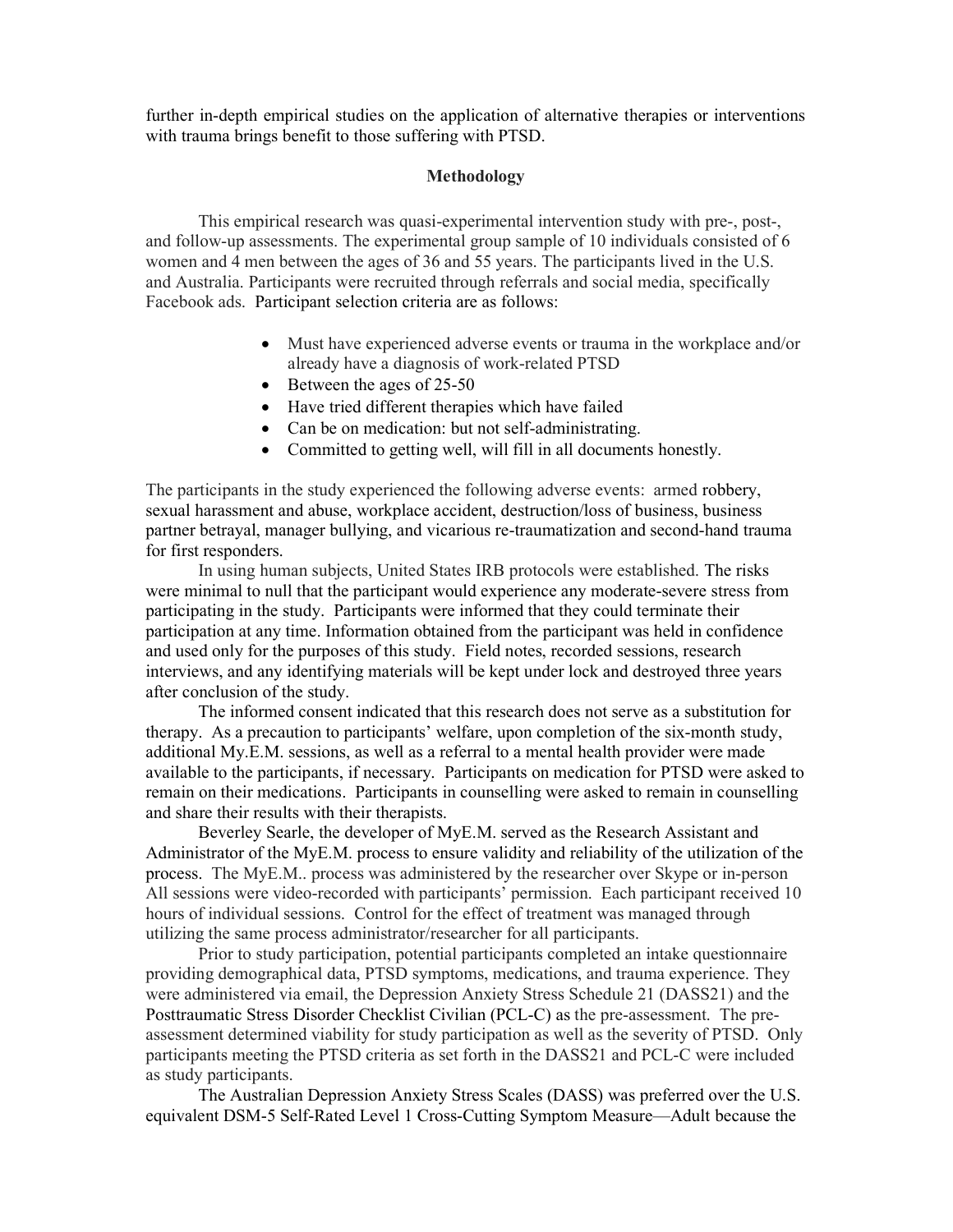further in-depth empirical studies on the application of alternative therapies or interventions with trauma brings benefit to those suffering with PTSD.

## Methodology

This empirical research was quasi-experimental intervention study with pre-, post-, and follow-up assessments. The experimental group sample of 10 individuals consisted of 6 women and 4 men between the ages of 36 and 55 years. The participants lived in the U.S. and Australia. Participants were recruited through referrals and social media, specifically Facebook ads. Participant selection criteria are as follows:

- Must have experienced adverse events or trauma in the workplace and/or already have a diagnosis of work-related PTSD
- Between the ages of 25-50
- Have tried different therapies which have failed
- Can be on medication: but not self-administrating.
- Committed to getting well, will fill in all documents honestly.

The participants in the study experienced the following adverse events: armed robbery, sexual harassment and abuse, workplace accident, destruction/loss of business, business partner betrayal, manager bullying, and vicarious re-traumatization and second-hand trauma for first responders.

In using human subjects, United States IRB protocols were established. The risks were minimal to null that the participant would experience any moderate-severe stress from participating in the study. Participants were informed that they could terminate their participation at any time. Information obtained from the participant was held in confidence and used only for the purposes of this study. Field notes, recorded sessions, research interviews, and any identifying materials will be kept under lock and destroyed three years after conclusion of the study.

The informed consent indicated that this research does not serve as a substitution for therapy. As a precaution to participants' welfare, upon completion of the six-month study, additional My.E.M. sessions, as well as a referral to a mental health provider were made available to the participants, if necessary. Participants on medication for PTSD were asked to remain on their medications. Participants in counselling were asked to remain in counselling and share their results with their therapists.

Beverley Searle, the developer of MyE.M. served as the Research Assistant and Administrator of the MyE.M. process to ensure validity and reliability of the utilization of the process. The MyE.M.. process was administered by the researcher over Skype or in-person All sessions were video-recorded with participants' permission. Each participant received 10 hours of individual sessions. Control for the effect of treatment was managed through utilizing the same process administrator/researcher for all participants.

Prior to study participation, potential participants completed an intake questionnaire providing demographical data, PTSD symptoms, medications, and trauma experience. They were administered via email, the Depression Anxiety Stress Schedule 21 (DASS21) and the Posttraumatic Stress Disorder Checklist Civilian (PCL-C) as the pre-assessment. The pre-assessment determined viability for study participation as well as the severity of PTSD. Only participants meeting the PTSD criteria as set forth in the DASS21 and PCL-C were included as study participants.

The Australian Depression Anxiety Stress Scales (DASS) was preferred over the U.S. equivalent DSM-5 Self-Rated Level 1 Cross-Cutting Symptom Measure—Adult because the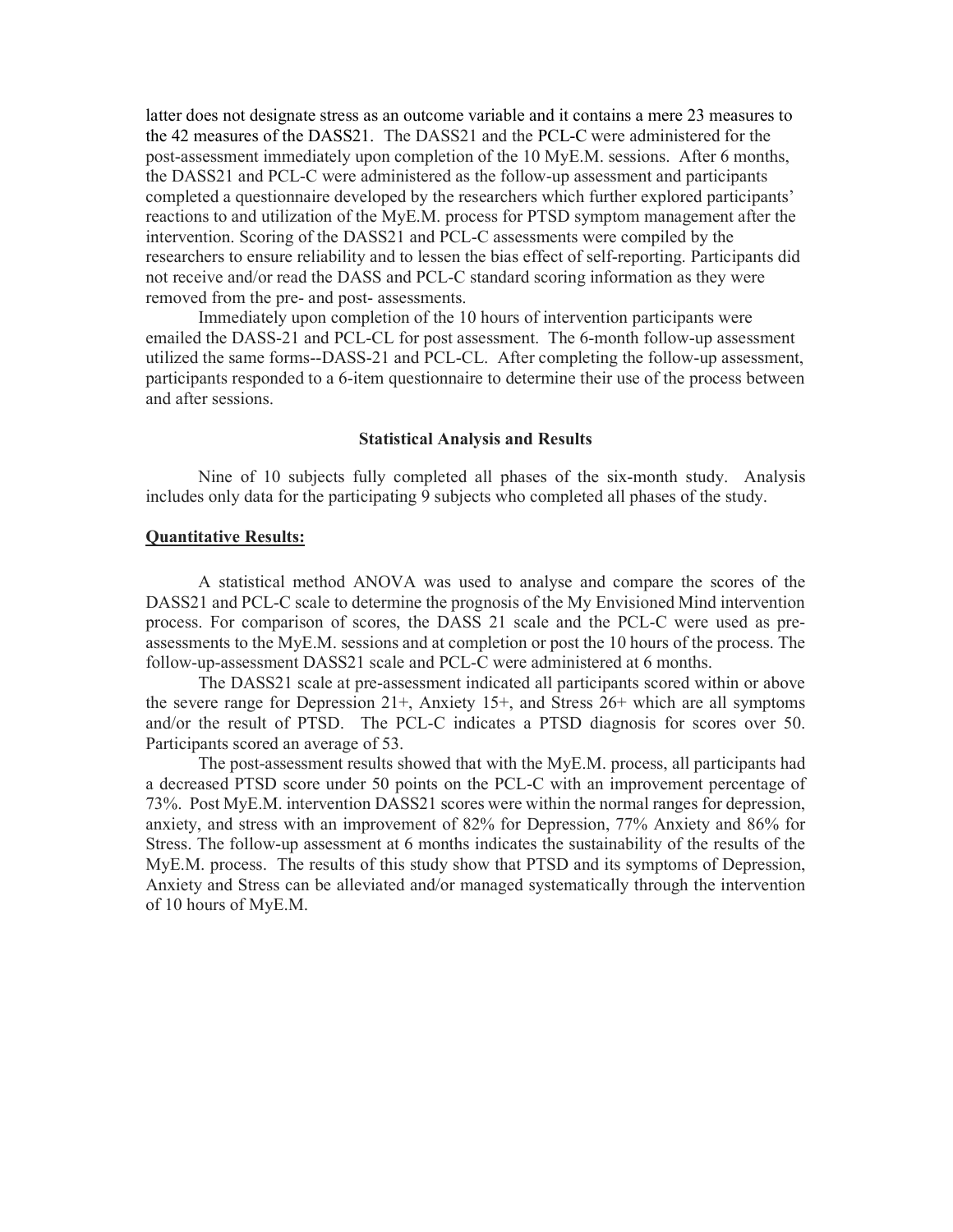latter does not designate stress as an outcome variable and it contains a mere 23 measures to the 42 measures of the DASS21. The DASS21 and the PCL-C were administered for the post-assessment immediately upon completion of the 10 MyE.M. sessions. After 6 months, the DASS21 and PCL-C were administered as the follow-up assessment and participants completed a questionnaire developed by the researchers which further explored participants' reactions to and utilization of the MyE.M. process for PTSD symptom management after the intervention. Scoring of the DASS21 and PCL-C assessments were compiled by the researchers to ensure reliability and to lessen the bias effect of self-reporting. Participants did not receive and/or read the DASS and PCL-C standard scoring information as they were removed from the pre- and post- assessments.

Immediately upon completion of the 10 hours of intervention participants were emailed the DASS-21 and PCL-CL for post assessment. The 6-month follow-up assessment utilized the same forms--DASS-21 and PCL-CL. After completing the follow-up assessment, participants responded to a 6-item questionnaire to determine their use of the process between and after sessions.

## Statistical Analysis and Results

Nine of 10 subjects fully completed all phases of the six-month study. Analysis includes only data for the participating 9 subjects who completed all phases of the study.

### Quantitative Results:

A statistical method ANOVA was used to analyse and compare the scores of the DASS21 and PCL-C scale to determine the prognosis of the My Envisioned Mind intervention process. For comparison of scores, the DASS 21 scale and the PCL-C were used as pre-assessments to the MyE.M. sessions and at completion or post the 10 hours of the process. The follow-up-assessment DASS21 scale and PCL-C were administered at 6 months.

The DASS21 scale at pre-assessment indicated all participants scored within or above the severe range for Depression 21+, Anxiety 15+, and Stress 26+ which are all symptoms and/or the result of PTSD. The PCL-C indicates a PTSD diagnosis for scores over 50. Participants scored an average of 53.

The post-assessment results showed that with the MyE.M. process, all participants had a decreased PTSD score under 50 points on the PCL-C with an improvement percentage of 73%. Post MyE.M. intervention DASS21 scores were within the normal ranges for depression, anxiety, and stress with an improvement of 82% for Depression, 77% Anxiety and 86% for Stress. The follow-up assessment at 6 months indicates the sustainability of the results of the MyE.M. process. The results of this study show that PTSD and its symptoms of Depression, Anxiety and Stress can be alleviated and/or managed systematically through the intervention of 10 hours of MyE.M.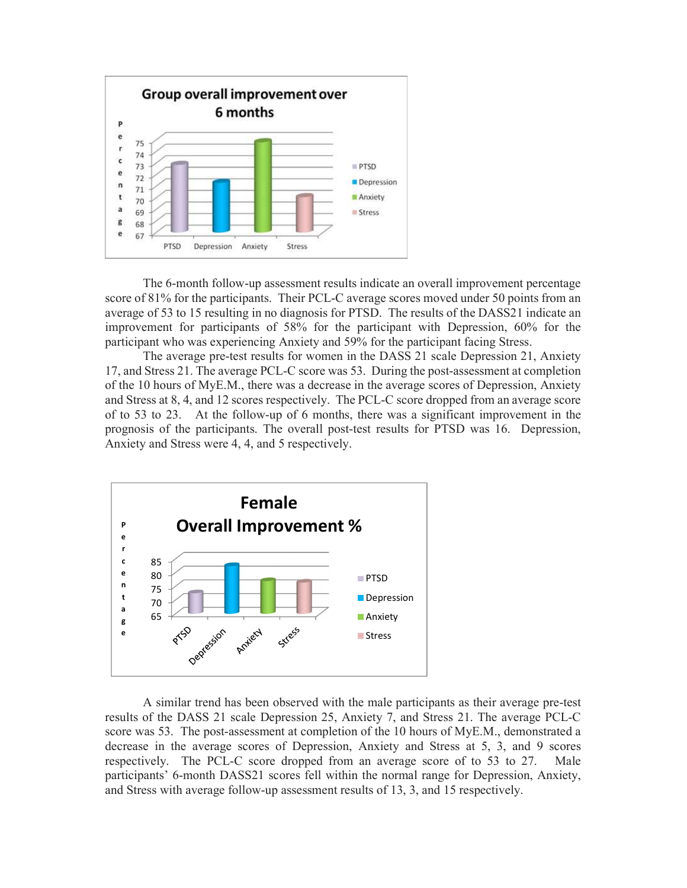The 6-month follow-up assessment results indicate an overall improvement percentage score of 81% for the participants. Their PCL-C average scores moved under 50 points from an average of 53 to 15 resulting in no diagnosis for PTSD. The results of the DASS21 indicate an improvement for participants of 58% for the participant with Depression, 60% for the participant who was experiencing Anxiety and 59% for the participant facing Stress.

The average pre-test results for women in the DASS 21 scale Depression 21, Anxiety 17, and Stress 21. The average PCL-C score was 53. During the post-assessment at completion of the 10 hours of MyE.M., there was a decrease in the average scores of Depression, Anxiety and Stress at 8, 4, and 12 scores respectively. The PCL-C score dropped from an average score of to 53 to 23. At the follow-up of 6 months, there was a significant improvement in the prognosis of the participants. The overall post-test results for PTSD was 16. Depression, Anxiety and Stress were 4, 4, and 5 respectively.

A similar trend has been observed with the male participants as their average pre-test results of the DASS 21 scale Depression 25, Anxiety 7, and Stress 21. The average PCL-C score was 53. The post-assessment at completion of the 10 hours of MyE.M., demonstrated a decrease in the average scores of Depression, Anxiety and Stress at 5, 3, and 9 scores respectively. The PCL-C score dropped from an average score of to 53 to 27. Male participants' 6-month DASS21 scores fell within the normal range for Depression, Anxiety, and Stress with average follow-up assessment results of 13, 3, and 15 respectively.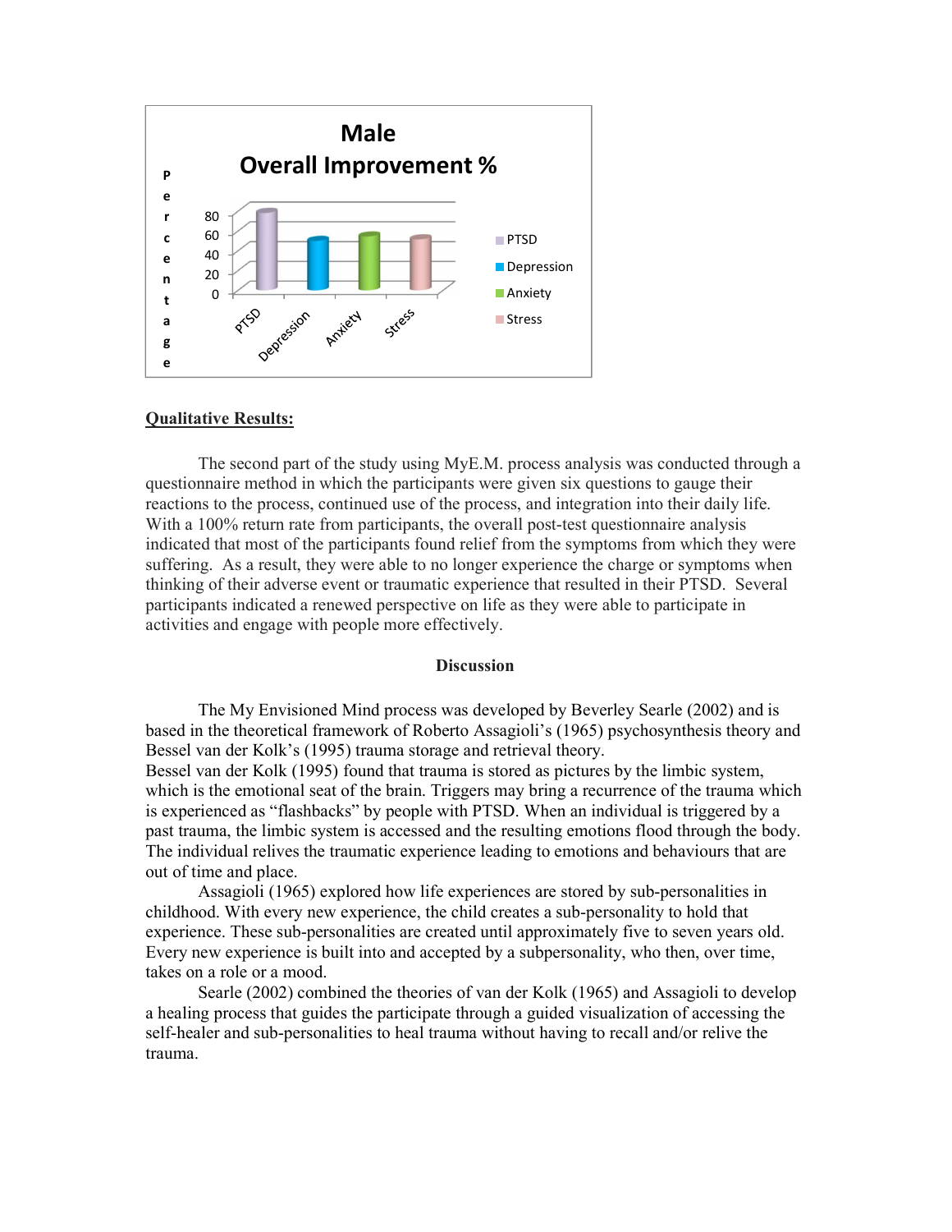**Male**
**Overall Improvement %**

**Qualitative Results:**

The second part of the study using MyE.M. process analysis was conducted through a questionnaire method in which the participants were given six questions to gauge their reactions to the process, continued use of the process, and integration into their daily life. With a 100% return rate from participants, the overall post-test questionnaire analysis indicated that most of the participants found relief from the symptoms from which they were suffering. As a result, they were able to no longer experience the charge or symptoms when thinking of their adverse event or traumatic experience that resulted in their PTSD. Several participants indicated a renewed perspective on life as they were able to participate in activities and engage with people more effectively.

## Discussion

The My Envisioned Mind process was developed by Beverley Searle (2002) and is based in the theoretical framework of Roberto Assagioli's (1965) psychosynthesis theory and Bessel van der Kolk's (1995) trauma storage and retrieval theory.

Bessel van der Kolk (1995) found that trauma is stored as pictures by the limbic system, which is the emotional seat of the brain. Triggers may bring a recurrence of the trauma which is experienced as "flashbacks" by people with PTSD. When an individual is triggered by a past trauma, the limbic system is accessed and the resulting emotions flood through the body. The individual relives the traumatic experience leading to emotions and behaviours that are out of time and place.

Assagioli (1965) explored how life experiences are stored by sub-personalities in childhood. With every new experience, the child creates a sub-personality to hold that experience. These sub-personalities are created until approximately five to seven years old. Every new experience is built into and accepted by a subpersonality, who then, over time, takes on a role or a mood.

Searle (2002) combined the theories of van der Kolk (1965) and Assagioli to develop a healing process that guides the participate through a guided visualization of accessing the self-healer and sub-personalities to heal trauma without having to recall and/or relive the trauma.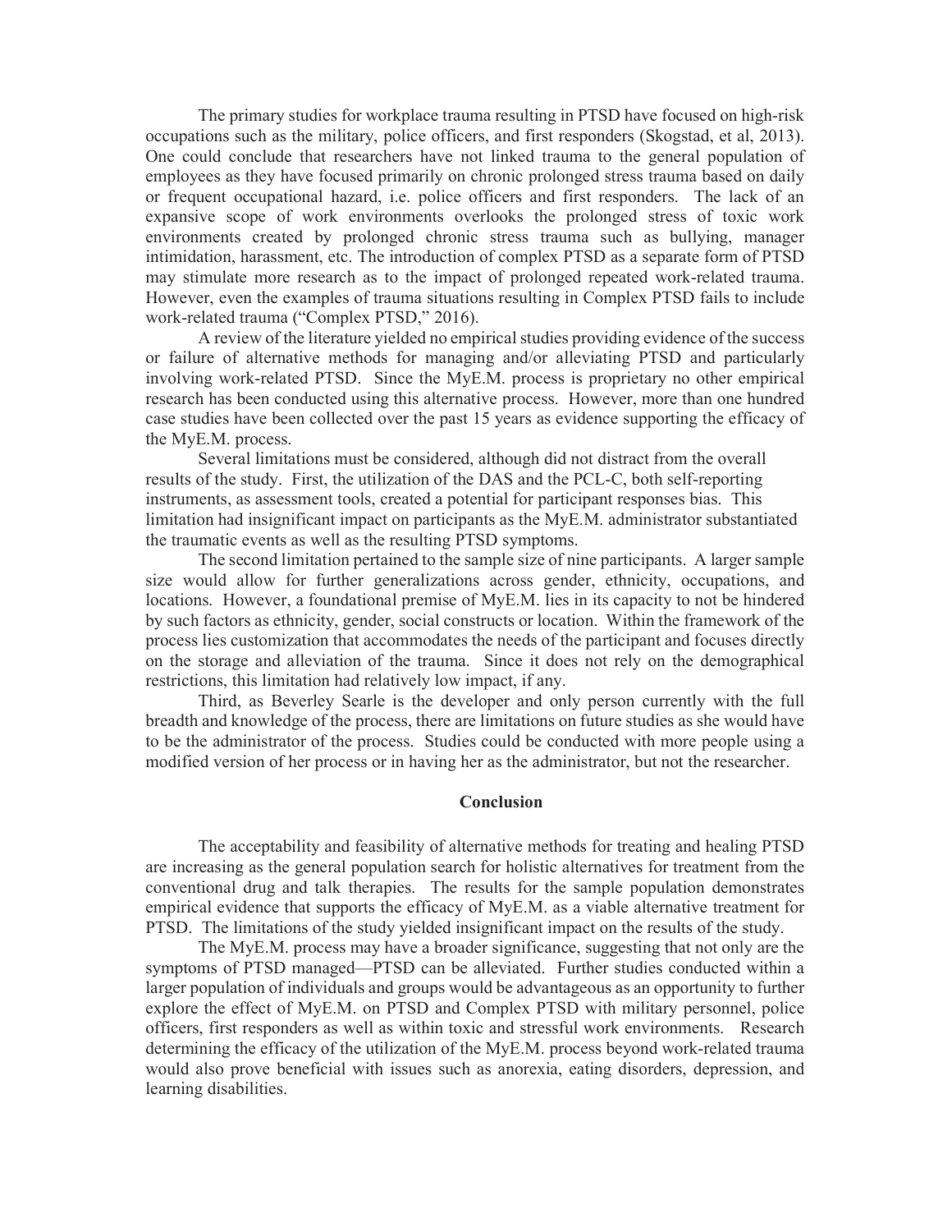The primary studies for workplace trauma resulting in PTSD have focused on high-risk occupations such as the military, police officers, and first responders (Skogstad, et al, 2013). One could conclude that researchers have not linked trauma to the general population of employees as they have focused primarily on chronic prolonged stress trauma based on daily or frequent occupational hazard, i.e. police officers and first responders. The lack of an expansive scope of work environments overlooks the prolonged stress of toxic work environments created by prolonged chronic stress trauma such as bullying, manager intimidation, harassment, etc. The introduction of complex PTSD as a separate form of PTSD may stimulate more research as to the impact of prolonged repeated work-related trauma. However, even the examples of trauma situations resulting in Complex PTSD fails to include work-related trauma ("Complex PTSD," 2016).

A review of the literature yielded no empirical studies providing evidence of the success or failure of alternative methods for managing and/or alleviating PTSD and particularly involving work-related PTSD. Since the MyE.M. process is proprietary no other empirical research has been conducted using this alternative process. However, more than one hundred case studies have been collected over the past 15 years as evidence supporting the efficacy of the MyE.M. process.

Several limitations must be considered, although did not distract from the overall results of the study. First, the utilization of the DAS and the PCL-C, both self-reporting instruments, as assessment tools, created a potential for participant responses bias. This limitation had insignificant impact on participants as the MyE.M. administrator substantiated the traumatic events as well as the resulting PTSD symptoms.

The second limitation pertained to the sample size of nine participants. A larger sample size would allow for further generalizations across gender, ethnicity, occupations, and locations. However, a foundational premise of MyE.M. lies in its capacity to not be hindered by such factors as ethnicity, gender, social constructs or location. Within the framework of the process lies customization that accommodates the needs of the participant and focuses directly on the storage and alleviation of the trauma. Since it does not rely on the demographical restrictions, this limitation had relatively low impact, if any.

Third, as Beverley Searle is the developer and only person currently with the full breadth and knowledge of the process, there are limitations on future studies as she would have to be the administrator of the process. Studies could be conducted with more people using a modified version of her process or in having her as the administrator, but not the researcher.

## Conclusion

The acceptability and feasibility of alternative methods for treating and healing PTSD are increasing as the general population search for holistic alternatives for treatment from the conventional drug and talk therapies. The results for the sample population demonstrates empirical evidence that supports the efficacy of MyE.M. as a viable alternative treatment for PTSD. The limitations of the study yielded insignificant impact on the results of the study.

The MyE.M. process may have a broader significance, suggesting that not only are the symptoms of PTSD managed—PTSD can be alleviated. Further studies conducted within a larger population of individuals and groups would be advantageous as an opportunity to further explore the effect of MyE.M. on PTSD and Complex PTSD with military personnel, police officers, first responders as well as within toxic and stressful work environments. Research determining the efficacy of the utilization of the MyE.M. process beyond work-related trauma would also prove beneficial with issues such as anorexia, eating disorders, depression, and learning disabilities.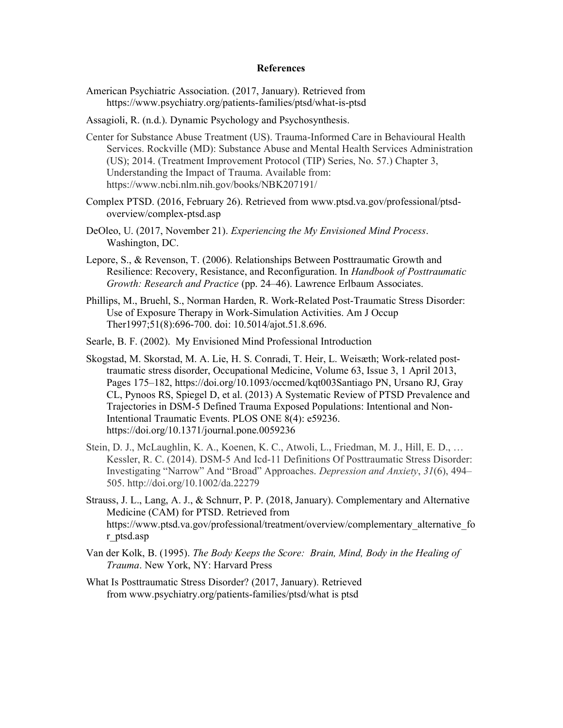**References**

American Psychiatric Association. (2017, January). Retrieved from https://www.psychiatry.org/patients-families/ptsd/what-is-ptsd

Assagioli, R. (n.d.). Dynamic Psychology and Psychosynthesis.

Center for Substance Abuse Treatment (US). Trauma-Informed Care in Behavioural Health Services. Rockville (MD): Substance Abuse and Mental Health Services Administration (US); 2014. (Treatment Improvement Protocol (TIP) Series, No. 57.) Chapter 3, Understanding the Impact of Trauma. Available from: https://www.ncbi.nlm.nih.gov/books/NBK207191/

Complex PTSD. (2016, February 26). Retrieved from www.ptsd.va.gov/professional/ptsd-overview/complex-ptsd.asp

DeOleo, U. (2017, November 21). *Experiencing the My Envisioned Mind Process*. Washington, DC.

Lepore, S., & Revenson, T. (2006). Relationships Between Posttraumatic Growth and Resilience: Recovery, Resistance, and Reconfiguration. In *Handbook of Posttraumatic Growth: Research and Practice* (pp. 24–46). Lawrence Erlbaum Associates.

Phillips, M., Bruehl, S., Norman Harden, R. Work-Related Post-Traumatic Stress Disorder: Use of Exposure Therapy in Work-Simulation Activities. Am J Occup Ther1997;51(8):696-700. doi: 10.5014/ajot.51.8.696.

Searle, B. F. (2002). My Envisioned Mind Professional Introduction

Skogstad, M. Skorstad, M. A. Lie, H. S. Conradi, T. Heir, L. Weisæth; Work-related post-traumatic stress disorder, Occupational Medicine, Volume 63, Issue 3, 1 April 2013, Pages 175–182, https://doi.org/10.1093/occmed/kqt003Santiago PN, Ursano RJ, Gray CL, Pynoos RS, Spiegel D, et al. (2013) A Systematic Review of PTSD Prevalence and Trajectories in DSM-5 Defined Trauma Exposed Populations: Intentional and Non-Intentional Traumatic Events. PLOS ONE 8(4): e59236. https://doi.org/10.1371/journal.pone.0059236

Stein, D. J., McLaughlin, K. A., Koenen, K. C., Atwoli, L., Friedman, M. J., Hill, E. D., … Kessler, R. C. (2014). DSM-5 And Icd-11 Definitions Of Posttraumatic Stress Disorder: Investigating "Narrow" And "Broad" Approaches. *Depression and Anxiety*, *31*(6), 494–505. http://doi.org/10.1002/da.22279

Strauss, J. L., Lang, A. J., & Schnurr, P. P. (2018, January). Complementary and Alternative Medicine (CAM) for PTSD. Retrieved from https://www.ptsd.va.gov/professional/treatment/overview/complementary_alternative_for_ptsd.asp

Van der Kolk, B. (1995). *The Body Keeps the Score: Brain, Mind, Body in the Healing of Trauma*. New York, NY: Harvard Press

What Is Posttraumatic Stress Disorder? (2017, January). Retrieved from www.psychiatry.org/patients-families/ptsd/what is ptsd